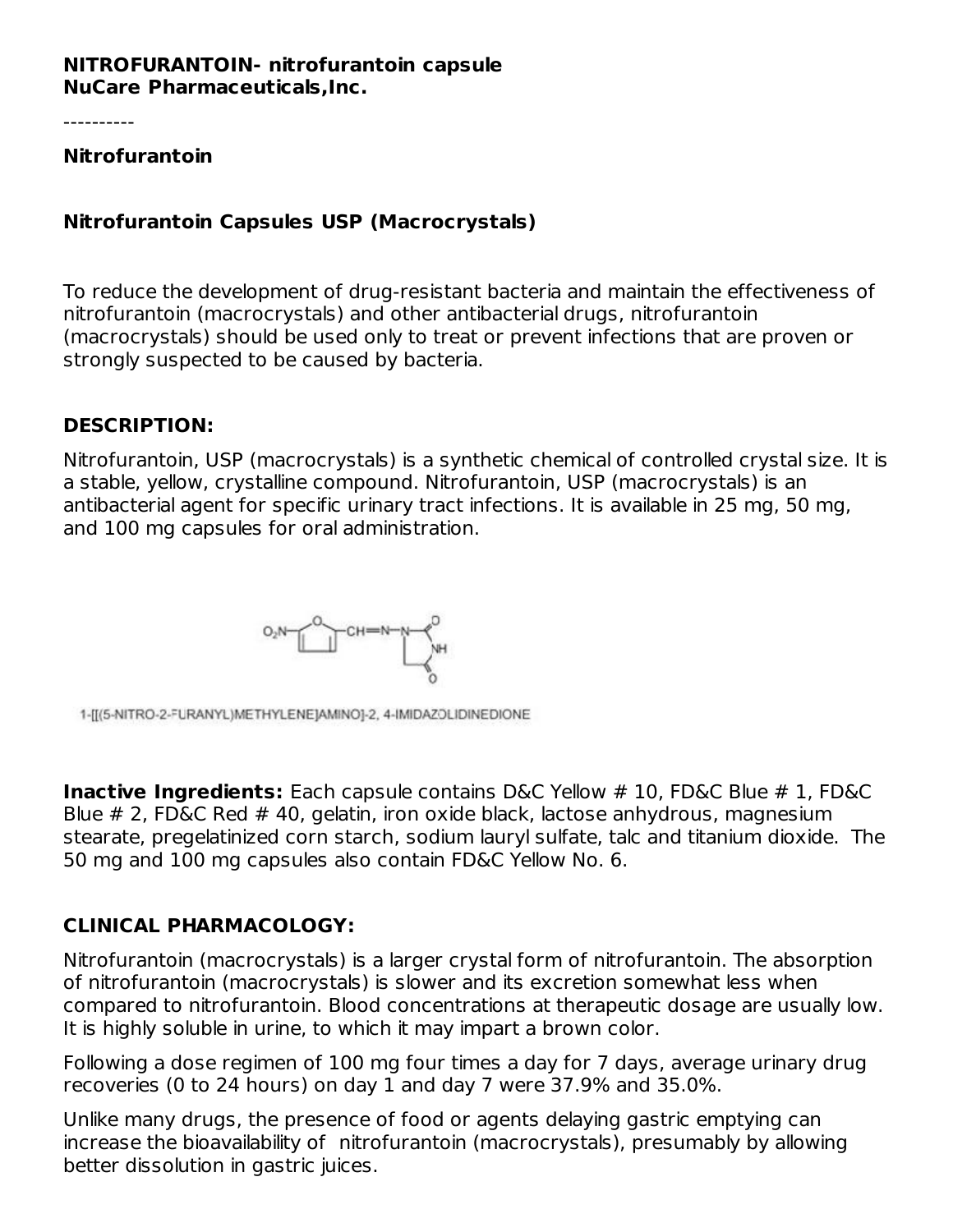**NITROFURANTOIN- nitrofurantoin capsule**
**NuCare Pharmaceuticals,Inc.**

----------

**Nitrofurantoin**

**Nitrofurantoin Capsules USP (Macrocrystals)**

To reduce the development of drug-resistant bacteria and maintain the effectiveness of nitrofurantoin (macrocrystals) and other antibacterial drugs, nitrofurantoin (macrocrystals) should be used only to treat or prevent infections that are proven or strongly suspected to be caused by bacteria.

## DESCRIPTION:

Nitrofurantoin, USP (macrocrystals) is a synthetic chemical of controlled crystal size. It is a stable, yellow, crystalline compound. Nitrofurantoin, USP (macrocrystals) is an antibacterial agent for specific urinary tract infections. It is available in 25 mg, 50 mg, and 100 mg capsules for oral administration.

1-[[(5-NITRO-2-FURANYL)METHYLENE]AMINO]-2, 4-IMIDAZOLIDINEDIONE

**Inactive Ingredients:** Each capsule contains D&C Yellow # 10, FD&C Blue # 1, FD&C Blue # 2, FD&C Red # 40, gelatin, iron oxide black, lactose anhydrous, magnesium stearate, pregelatinized corn starch, sodium lauryl sulfate, talc and titanium dioxide. The 50 mg and 100 mg capsules also contain FD&C Yellow No. 6.

## CLINICAL PHARMACOLOGY:

Nitrofurantoin (macrocrystals) is a larger crystal form of nitrofurantoin. The absorption of nitrofurantoin (macrocrystals) is slower and its excretion somewhat less when compared to nitrofurantoin. Blood concentrations at therapeutic dosage are usually low. It is highly soluble in urine, to which it may impart a brown color.

Following a dose regimen of 100 mg four times a day for 7 days, average urinary drug recoveries (0 to 24 hours) on day 1 and day 7 were 37.9% and 35.0%.

Unlike many drugs, the presence of food or agents delaying gastric emptying can increase the bioavailability of nitrofurantoin (macrocrystals), presumably by allowing better dissolution in gastric juices.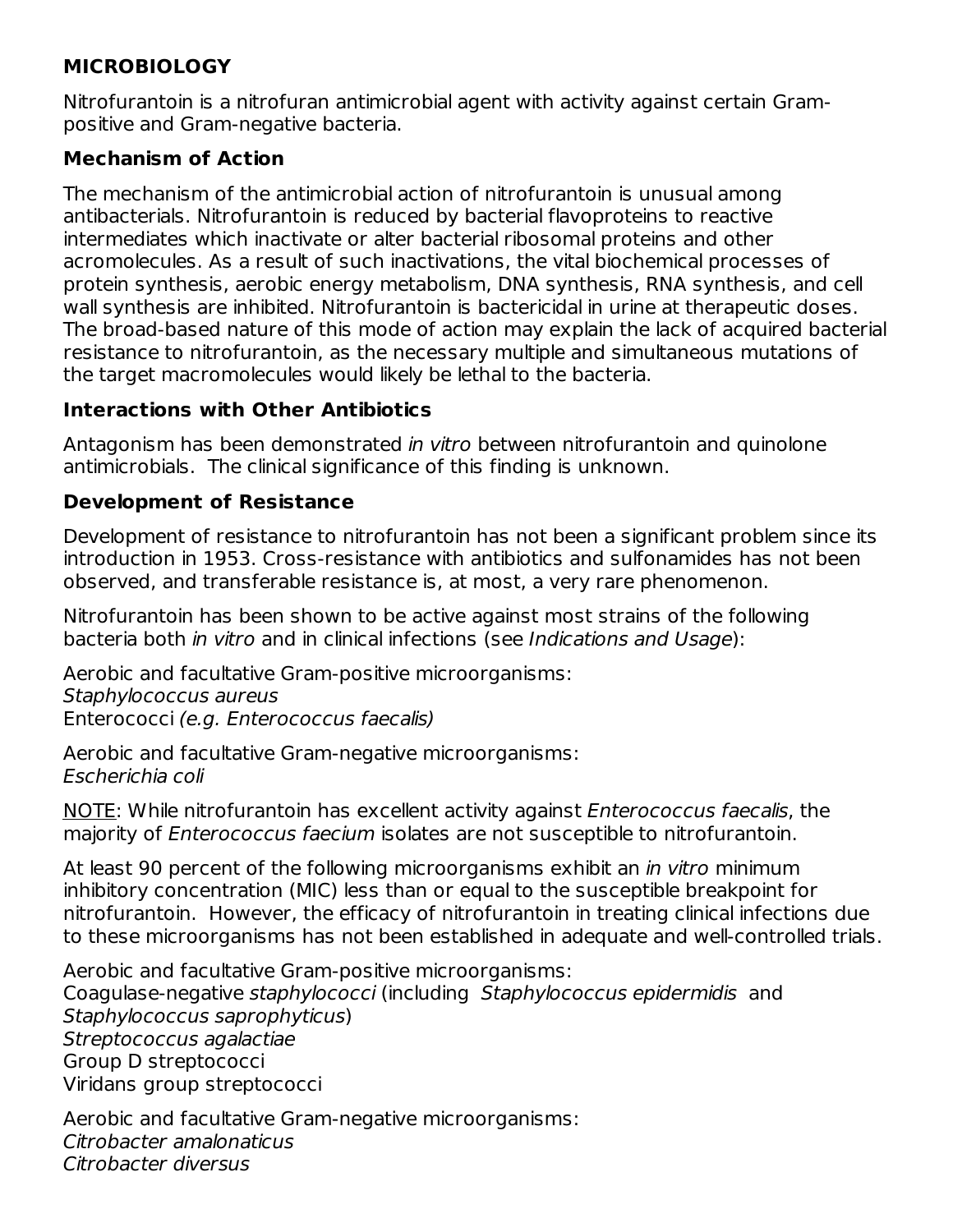## MICROBIOLOGY

Nitrofurantoin is a nitrofuran antimicrobial agent with activity against certain Gram-positive and Gram-negative bacteria.

### Mechanism of Action

The mechanism of the antimicrobial action of nitrofurantoin is unusual among antibacterials. Nitrofurantoin is reduced by bacterial flavoproteins to reactive intermediates which inactivate or alter bacterial ribosomal proteins and other acromolecules. As a result of such inactivations, the vital biochemical processes of protein synthesis, aerobic energy metabolism, DNA synthesis, RNA synthesis, and cell wall synthesis are inhibited. Nitrofurantoin is bactericidal in urine at therapeutic doses. The broad-based nature of this mode of action may explain the lack of acquired bacterial resistance to nitrofurantoin, as the necessary multiple and simultaneous mutations of the target macromolecules would likely be lethal to the bacteria.

### Interactions with Other Antibiotics

Antagonism has been demonstrated *in vitro* between nitrofurantoin and quinolone antimicrobials. The clinical significance of this finding is unknown.

### Development of Resistance

Development of resistance to nitrofurantoin has not been a significant problem since its introduction in 1953. Cross-resistance with antibiotics and sulfonamides has not been observed, and transferable resistance is, at most, a very rare phenomenon.

Nitrofurantoin has been shown to be active against most strains of the following bacteria both *in vitro* and in clinical infections (see *Indications and Usage*):

Aerobic and facultative Gram-positive microorganisms:
*Staphylococcus aureus*
Enterococci *(e.g. Enterococcus faecalis)*

Aerobic and facultative Gram-negative microorganisms:
*Escherichia coli*

<u>NOTE</u>: While nitrofurantoin has excellent activity against *Enterococcus faecalis*, the majority of *Enterococcus faecium* isolates are not susceptible to nitrofurantoin.

At least 90 percent of the following microorganisms exhibit an *in vitro* minimum inhibitory concentration (MIC) less than or equal to the susceptible breakpoint for nitrofurantoin. However, the efficacy of nitrofurantoin in treating clinical infections due to these microorganisms has not been established in adequate and well-controlled trials.

Aerobic and facultative Gram-positive microorganisms:
Coagulase-negative *staphylococci* (including *Staphylococcus epidermidis* and *Staphylococcus saprophyticus*)
*Streptococcus agalactiae*
Group D streptococci
Viridans group streptococci

Aerobic and facultative Gram-negative microorganisms:
*Citrobacter amalonaticus*
*Citrobacter diversus*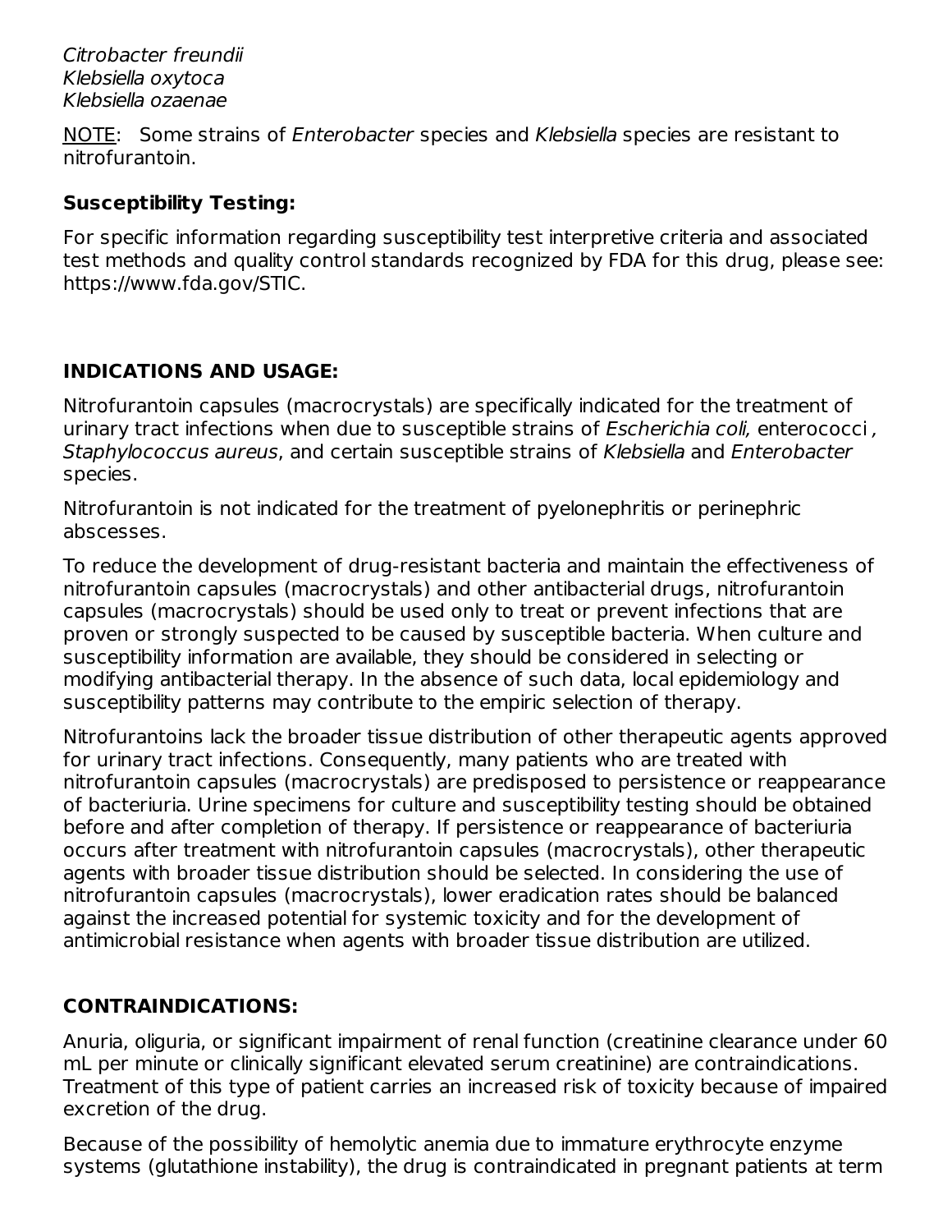*Citrobacter freundii*
*Klebsiella oxytoca*
*Klebsiella ozaenae*

NOTE: Some strains of *Enterobacter* species and *Klebsiella* species are resistant to nitrofurantoin.

**Susceptibility Testing:**

For specific information regarding susceptibility test interpretive criteria and associated test methods and quality control standards recognized by FDA for this drug, please see: https://www.fda.gov/STIC.

## INDICATIONS AND USAGE:

Nitrofurantoin capsules (macrocrystals) are specifically indicated for the treatment of urinary tract infections when due to susceptible strains of *Escherichia coli,* enterococci *,* *Staphylococcus aureus*, and certain susceptible strains of *Klebsiella* and *Enterobacter* species.

Nitrofurantoin is not indicated for the treatment of pyelonephritis or perinephric abscesses.

To reduce the development of drug-resistant bacteria and maintain the effectiveness of nitrofurantoin capsules (macrocrystals) and other antibacterial drugs, nitrofurantoin capsules (macrocrystals) should be used only to treat or prevent infections that are proven or strongly suspected to be caused by susceptible bacteria. When culture and susceptibility information are available, they should be considered in selecting or modifying antibacterial therapy. In the absence of such data, local epidemiology and susceptibility patterns may contribute to the empiric selection of therapy.

Nitrofurantoins lack the broader tissue distribution of other therapeutic agents approved for urinary tract infections. Consequently, many patients who are treated with nitrofurantoin capsules (macrocrystals) are predisposed to persistence or reappearance of bacteriuria. Urine specimens for culture and susceptibility testing should be obtained before and after completion of therapy. If persistence or reappearance of bacteriuria occurs after treatment with nitrofurantoin capsules (macrocrystals), other therapeutic agents with broader tissue distribution should be selected. In considering the use of nitrofurantoin capsules (macrocrystals), lower eradication rates should be balanced against the increased potential for systemic toxicity and for the development of antimicrobial resistance when agents with broader tissue distribution are utilized.

## CONTRAINDICATIONS:

Anuria, oliguria, or significant impairment of renal function (creatinine clearance under 60 mL per minute or clinically significant elevated serum creatinine) are contraindications. Treatment of this type of patient carries an increased risk of toxicity because of impaired excretion of the drug.

Because of the possibility of hemolytic anemia due to immature erythrocyte enzyme systems (glutathione instability), the drug is contraindicated in pregnant patients at term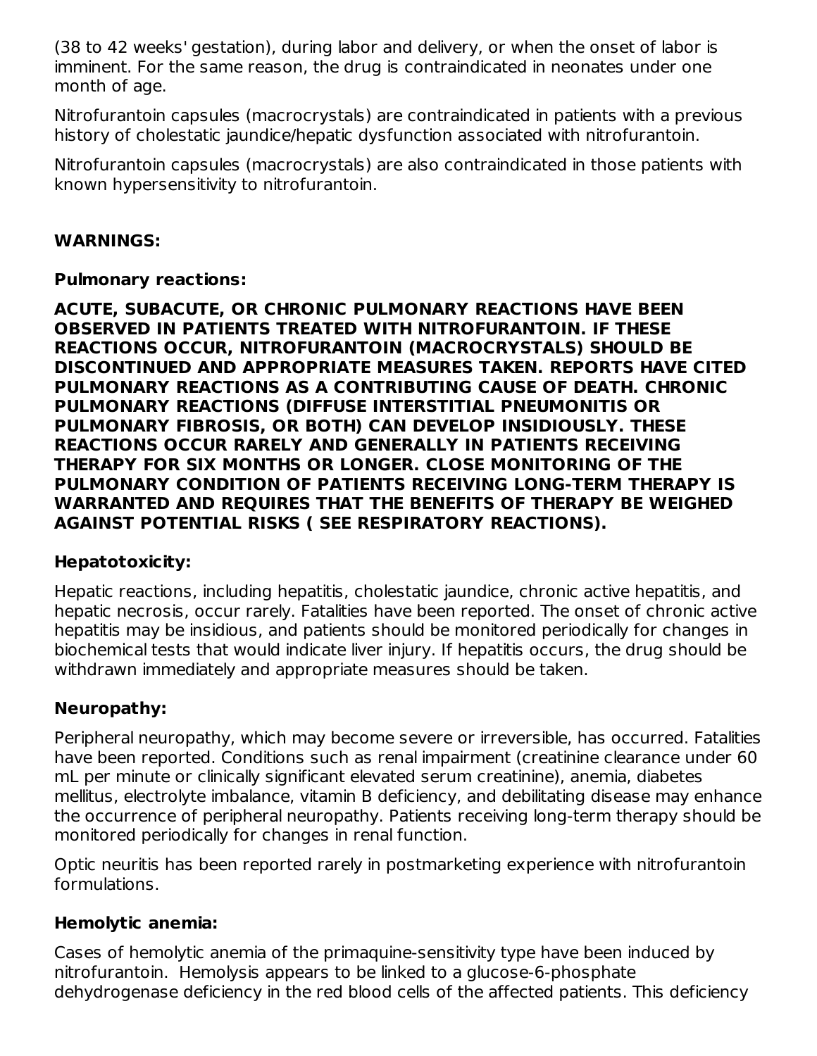(38 to 42 weeks' gestation), during labor and delivery, or when the onset of labor is imminent. For the same reason, the drug is contraindicated in neonates under one month of age.

Nitrofurantoin capsules (macrocrystals) are contraindicated in patients with a previous history of cholestatic jaundice/hepatic dysfunction associated with nitrofurantoin.

Nitrofurantoin capsules (macrocrystals) are also contraindicated in those patients with known hypersensitivity to nitrofurantoin.

## WARNINGS:

### Pulmonary reactions:

**ACUTE, SUBACUTE, OR CHRONIC PULMONARY REACTIONS HAVE BEEN OBSERVED IN PATIENTS TREATED WITH NITROFURANTOIN. IF THESE REACTIONS OCCUR, NITROFURANTOIN (MACROCRYSTALS) SHOULD BE DISCONTINUED AND APPROPRIATE MEASURES TAKEN. REPORTS HAVE CITED PULMONARY REACTIONS AS A CONTRIBUTING CAUSE OF DEATH. CHRONIC PULMONARY REACTIONS (DIFFUSE INTERSTITIAL PNEUMONITIS OR PULMONARY FIBROSIS, OR BOTH) CAN DEVELOP INSIDIOUSLY. THESE REACTIONS OCCUR RARELY AND GENERALLY IN PATIENTS RECEIVING THERAPY FOR SIX MONTHS OR LONGER. CLOSE MONITORING OF THE PULMONARY CONDITION OF PATIENTS RECEIVING LONG-TERM THERAPY IS WARRANTED AND REQUIRES THAT THE BENEFITS OF THERAPY BE WEIGHED AGAINST POTENTIAL RISKS ( SEE RESPIRATORY REACTIONS).**

### Hepatotoxicity:

Hepatic reactions, including hepatitis, cholestatic jaundice, chronic active hepatitis, and hepatic necrosis, occur rarely. Fatalities have been reported. The onset of chronic active hepatitis may be insidious, and patients should be monitored periodically for changes in biochemical tests that would indicate liver injury. If hepatitis occurs, the drug should be withdrawn immediately and appropriate measures should be taken.

### Neuropathy:

Peripheral neuropathy, which may become severe or irreversible, has occurred. Fatalities have been reported. Conditions such as renal impairment (creatinine clearance under 60 mL per minute or clinically significant elevated serum creatinine), anemia, diabetes mellitus, electrolyte imbalance, vitamin B deficiency, and debilitating disease may enhance the occurrence of peripheral neuropathy. Patients receiving long-term therapy should be monitored periodically for changes in renal function.

Optic neuritis has been reported rarely in postmarketing experience with nitrofurantoin formulations.

### Hemolytic anemia:

Cases of hemolytic anemia of the primaquine-sensitivity type have been induced by nitrofurantoin. Hemolysis appears to be linked to a glucose-6-phosphate dehydrogenase deficiency in the red blood cells of the affected patients. This deficiency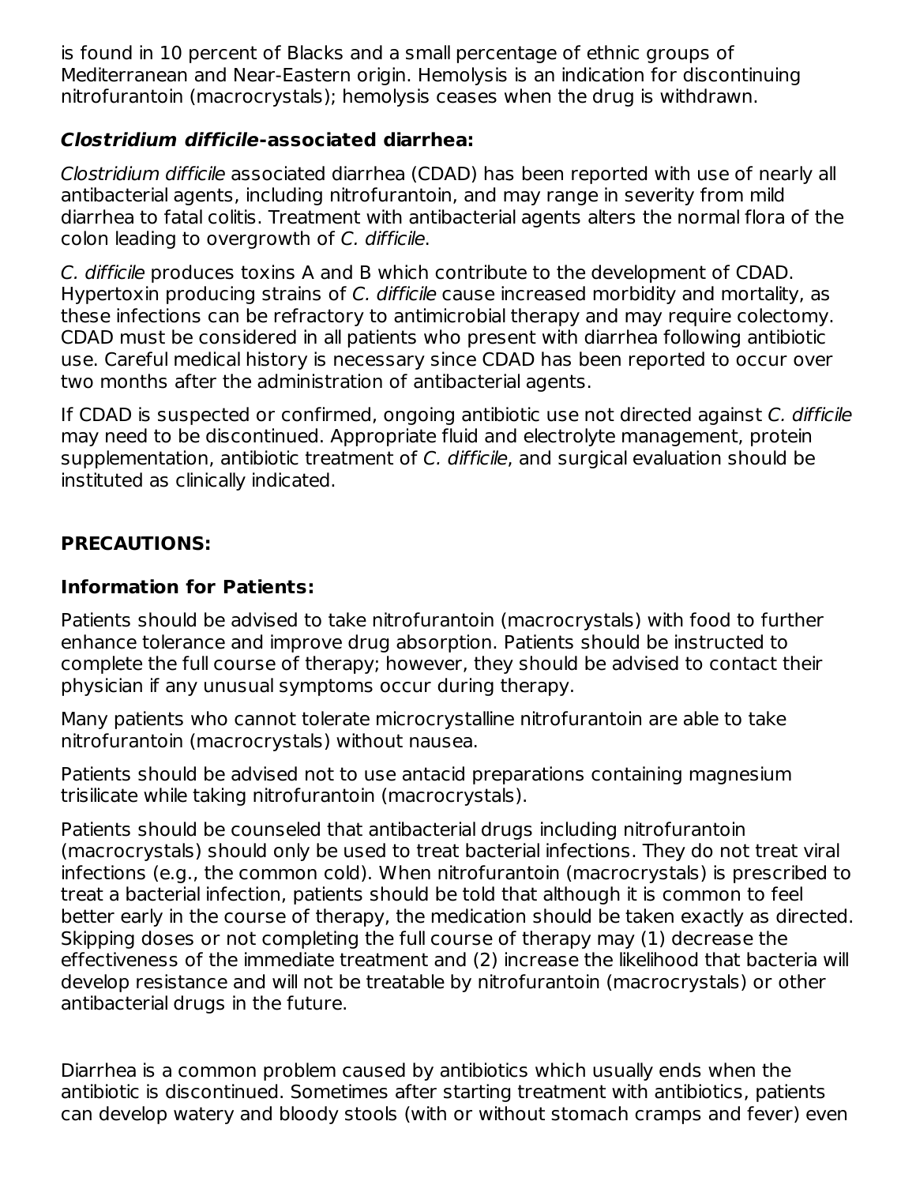is found in 10 percent of Blacks and a small percentage of ethnic groups of Mediterranean and Near-Eastern origin. Hemolysis is an indication for discontinuing nitrofurantoin (macrocrystals); hemolysis ceases when the drug is withdrawn.

### *Clostridium difficile*-associated diarrhea:

*Clostridium difficile* associated diarrhea (CDAD) has been reported with use of nearly all antibacterial agents, including nitrofurantoin, and may range in severity from mild diarrhea to fatal colitis. Treatment with antibacterial agents alters the normal flora of the colon leading to overgrowth of *C. difficile*.

*C. difficile* produces toxins A and B which contribute to the development of CDAD. Hypertoxin producing strains of *C. difficile* cause increased morbidity and mortality, as these infections can be refractory to antimicrobial therapy and may require colectomy. CDAD must be considered in all patients who present with diarrhea following antibiotic use. Careful medical history is necessary since CDAD has been reported to occur over two months after the administration of antibacterial agents.

If CDAD is suspected or confirmed, ongoing antibiotic use not directed against *C. difficile* may need to be discontinued. Appropriate fluid and electrolyte management, protein supplementation, antibiotic treatment of *C. difficile*, and surgical evaluation should be instituted as clinically indicated.

## PRECAUTIONS:

### Information for Patients:

Patients should be advised to take nitrofurantoin (macrocrystals) with food to further enhance tolerance and improve drug absorption. Patients should be instructed to complete the full course of therapy; however, they should be advised to contact their physician if any unusual symptoms occur during therapy.

Many patients who cannot tolerate microcrystalline nitrofurantoin are able to take nitrofurantoin (macrocrystals) without nausea.

Patients should be advised not to use antacid preparations containing magnesium trisilicate while taking nitrofurantoin (macrocrystals).

Patients should be counseled that antibacterial drugs including nitrofurantoin (macrocrystals) should only be used to treat bacterial infections. They do not treat viral infections (e.g., the common cold). When nitrofurantoin (macrocrystals) is prescribed to treat a bacterial infection, patients should be told that although it is common to feel better early in the course of therapy, the medication should be taken exactly as directed. Skipping doses or not completing the full course of therapy may (1) decrease the effectiveness of the immediate treatment and (2) increase the likelihood that bacteria will develop resistance and will not be treatable by nitrofurantoin (macrocrystals) or other antibacterial drugs in the future.

Diarrhea is a common problem caused by antibiotics which usually ends when the antibiotic is discontinued. Sometimes after starting treatment with antibiotics, patients can develop watery and bloody stools (with or without stomach cramps and fever) even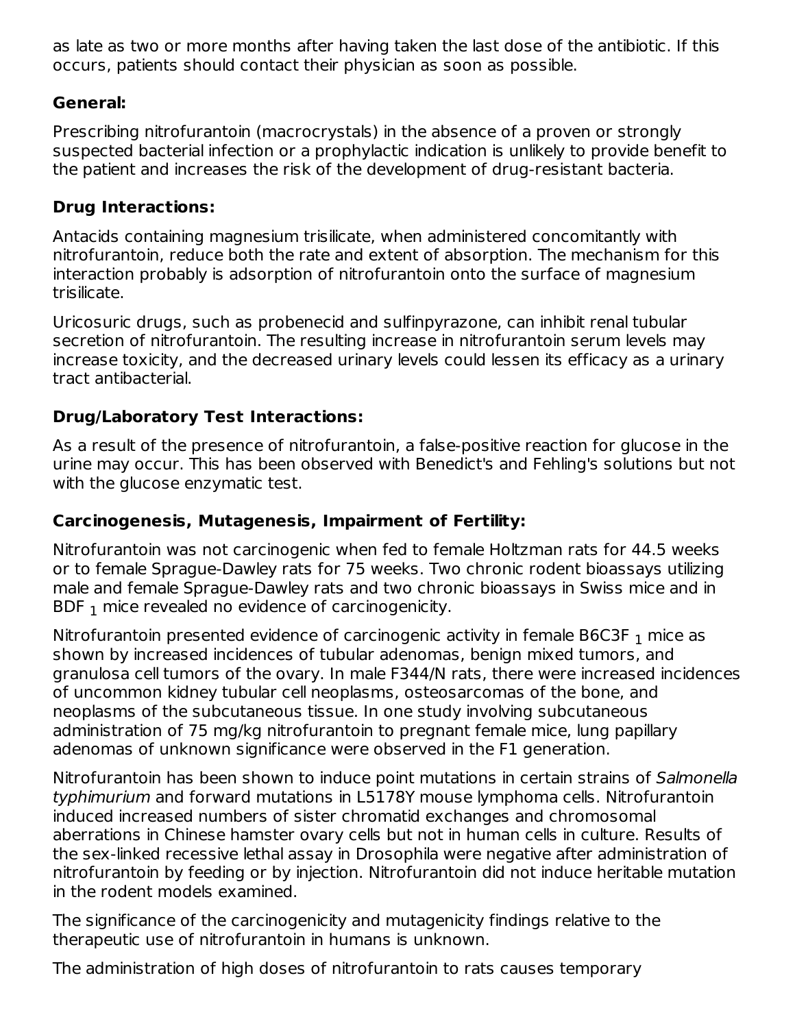as late as two or more months after having taken the last dose of the antibiotic. If this occurs, patients should contact their physician as soon as possible.

### General:

Prescribing nitrofurantoin (macrocrystals) in the absence of a proven or strongly suspected bacterial infection or a prophylactic indication is unlikely to provide benefit to the patient and increases the risk of the development of drug-resistant bacteria.

### Drug Interactions:

Antacids containing magnesium trisilicate, when administered concomitantly with nitrofurantoin, reduce both the rate and extent of absorption. The mechanism for this interaction probably is adsorption of nitrofurantoin onto the surface of magnesium trisilicate.

Uricosuric drugs, such as probenecid and sulfinpyrazone, can inhibit renal tubular secretion of nitrofurantoin. The resulting increase in nitrofurantoin serum levels may increase toxicity, and the decreased urinary levels could lessen its efficacy as a urinary tract antibacterial.

### Drug/Laboratory Test Interactions:

As a result of the presence of nitrofurantoin, a false-positive reaction for glucose in the urine may occur. This has been observed with Benedict's and Fehling's solutions but not with the glucose enzymatic test.

### Carcinogenesis, Mutagenesis, Impairment of Fertility:

Nitrofurantoin was not carcinogenic when fed to female Holtzman rats for 44.5 weeks or to female Sprague-Dawley rats for 75 weeks. Two chronic rodent bioassays utilizing male and female Sprague-Dawley rats and two chronic bioassays in Swiss mice and in BDF $_1$ mice revealed no evidence of carcinogenicity.

Nitrofurantoin presented evidence of carcinogenic activity in female B6C3F $_1$ mice as shown by increased incidences of tubular adenomas, benign mixed tumors, and granulosa cell tumors of the ovary. In male F344/N rats, there were increased incidences of uncommon kidney tubular cell neoplasms, osteosarcomas of the bone, and neoplasms of the subcutaneous tissue. In one study involving subcutaneous administration of 75 mg/kg nitrofurantoin to pregnant female mice, lung papillary adenomas of unknown significance were observed in the F1 generation.

Nitrofurantoin has been shown to induce point mutations in certain strains of *Salmonella typhimurium* and forward mutations in L5178Y mouse lymphoma cells. Nitrofurantoin induced increased numbers of sister chromatid exchanges and chromosomal aberrations in Chinese hamster ovary cells but not in human cells in culture. Results of the sex-linked recessive lethal assay in Drosophila were negative after administration of nitrofurantoin by feeding or by injection. Nitrofurantoin did not induce heritable mutation in the rodent models examined.

The significance of the carcinogenicity and mutagenicity findings relative to the therapeutic use of nitrofurantoin in humans is unknown.

The administration of high doses of nitrofurantoin to rats causes temporary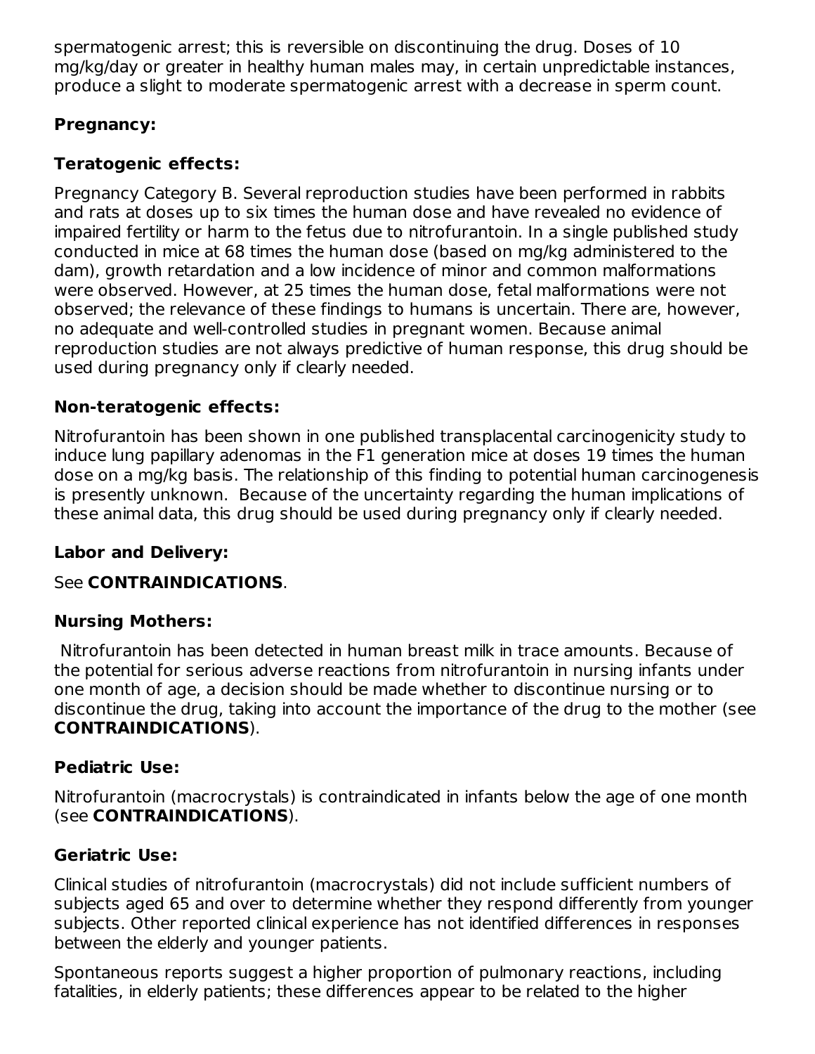spermatogenic arrest; this is reversible on discontinuing the drug. Doses of 10 mg/kg/day or greater in healthy human males may, in certain unpredictable instances, produce a slight to moderate spermatogenic arrest with a decrease in sperm count.

**Pregnancy:**

**Teratogenic effects:**

Pregnancy Category B. Several reproduction studies have been performed in rabbits and rats at doses up to six times the human dose and have revealed no evidence of impaired fertility or harm to the fetus due to nitrofurantoin. In a single published study conducted in mice at 68 times the human dose (based on mg/kg administered to the dam), growth retardation and a low incidence of minor and common malformations were observed. However, at 25 times the human dose, fetal malformations were not observed; the relevance of these findings to humans is uncertain. There are, however, no adequate and well-controlled studies in pregnant women. Because animal reproduction studies are not always predictive of human response, this drug should be used during pregnancy only if clearly needed.

**Non-teratogenic effects:**

Nitrofurantoin has been shown in one published transplacental carcinogenicity study to induce lung papillary adenomas in the F1 generation mice at doses 19 times the human dose on a mg/kg basis. The relationship of this finding to potential human carcinogenesis is presently unknown. Because of the uncertainty regarding the human implications of these animal data, this drug should be used during pregnancy only if clearly needed.

**Labor and Delivery:**

See **CONTRAINDICATIONS**.

**Nursing Mothers:**

Nitrofurantoin has been detected in human breast milk in trace amounts. Because of the potential for serious adverse reactions from nitrofurantoin in nursing infants under one month of age, a decision should be made whether to discontinue nursing or to discontinue the drug, taking into account the importance of the drug to the mother (see **CONTRAINDICATIONS**).

**Pediatric Use:**

Nitrofurantoin (macrocrystals) is contraindicated in infants below the age of one month (see **CONTRAINDICATIONS**).

**Geriatric Use:**

Clinical studies of nitrofurantoin (macrocrystals) did not include sufficient numbers of subjects aged 65 and over to determine whether they respond differently from younger subjects. Other reported clinical experience has not identified differences in responses between the elderly and younger patients.

Spontaneous reports suggest a higher proportion of pulmonary reactions, including fatalities, in elderly patients; these differences appear to be related to the higher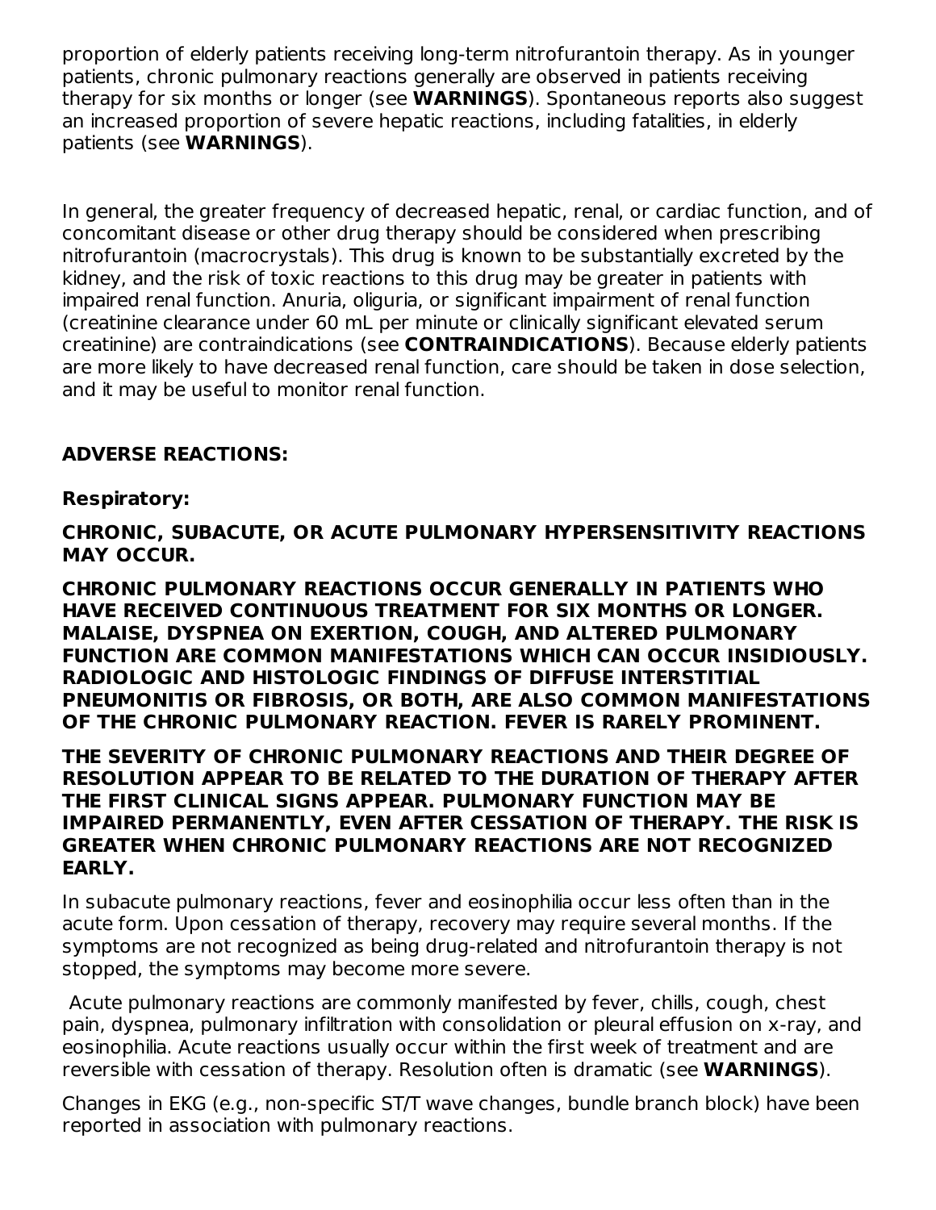proportion of elderly patients receiving long-term nitrofurantoin therapy. As in younger patients, chronic pulmonary reactions generally are observed in patients receiving therapy for six months or longer (see **WARNINGS**). Spontaneous reports also suggest an increased proportion of severe hepatic reactions, including fatalities, in elderly patients (see **WARNINGS**).

In general, the greater frequency of decreased hepatic, renal, or cardiac function, and of concomitant disease or other drug therapy should be considered when prescribing nitrofurantoin (macrocrystals). This drug is known to be substantially excreted by the kidney, and the risk of toxic reactions to this drug may be greater in patients with impaired renal function. Anuria, oliguria, or significant impairment of renal function (creatinine clearance under 60 mL per minute or clinically significant elevated serum creatinine) are contraindications (see **CONTRAINDICATIONS**). Because elderly patients are more likely to have decreased renal function, care should be taken in dose selection, and it may be useful to monitor renal function.

## ADVERSE REACTIONS:

### Respiratory:

**CHRONIC, SUBACUTE, OR ACUTE PULMONARY HYPERSENSITIVITY REACTIONS MAY OCCUR.**

**CHRONIC PULMONARY REACTIONS OCCUR GENERALLY IN PATIENTS WHO HAVE RECEIVED CONTINUOUS TREATMENT FOR SIX MONTHS OR LONGER. MALAISE, DYSPNEA ON EXERTION, COUGH, AND ALTERED PULMONARY FUNCTION ARE COMMON MANIFESTATIONS WHICH CAN OCCUR INSIDIOUSLY. RADIOLOGIC AND HISTOLOGIC FINDINGS OF DIFFUSE INTERSTITIAL PNEUMONITIS OR FIBROSIS, OR BOTH, ARE ALSO COMMON MANIFESTATIONS OF THE CHRONIC PULMONARY REACTION. FEVER IS RARELY PROMINENT.**

**THE SEVERITY OF CHRONIC PULMONARY REACTIONS AND THEIR DEGREE OF RESOLUTION APPEAR TO BE RELATED TO THE DURATION OF THERAPY AFTER THE FIRST CLINICAL SIGNS APPEAR. PULMONARY FUNCTION MAY BE IMPAIRED PERMANENTLY, EVEN AFTER CESSATION OF THERAPY. THE RISK IS GREATER WHEN CHRONIC PULMONARY REACTIONS ARE NOT RECOGNIZED EARLY.**

In subacute pulmonary reactions, fever and eosinophilia occur less often than in the acute form. Upon cessation of therapy, recovery may require several months. If the symptoms are not recognized as being drug-related and nitrofurantoin therapy is not stopped, the symptoms may become more severe.

Acute pulmonary reactions are commonly manifested by fever, chills, cough, chest pain, dyspnea, pulmonary infiltration with consolidation or pleural effusion on x-ray, and eosinophilia. Acute reactions usually occur within the first week of treatment and are reversible with cessation of therapy. Resolution often is dramatic (see **WARNINGS**).

Changes in EKG (e.g., non-specific ST/T wave changes, bundle branch block) have been reported in association with pulmonary reactions.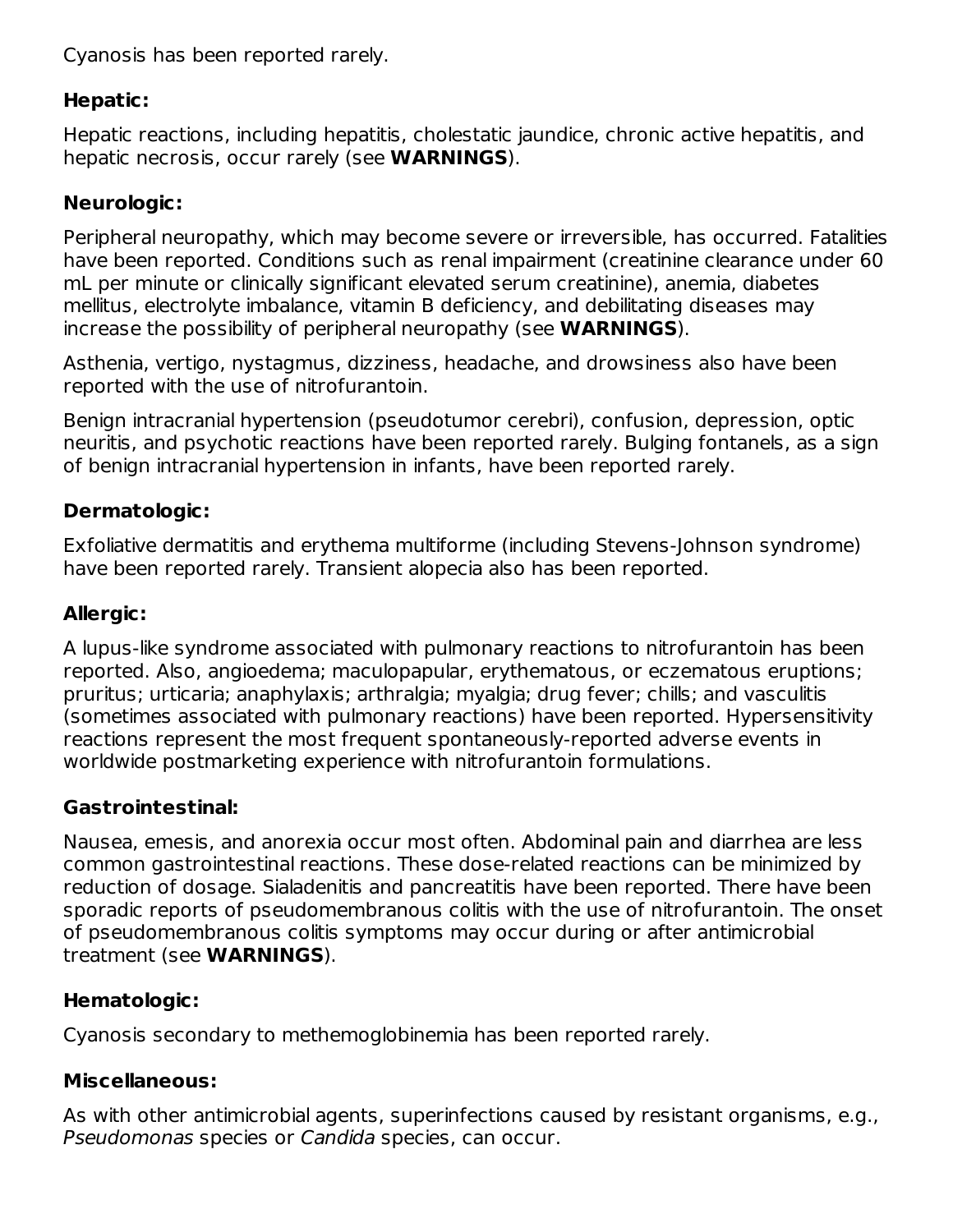Cyanosis has been reported rarely.

**Hepatic:**

Hepatic reactions, including hepatitis, cholestatic jaundice, chronic active hepatitis, and hepatic necrosis, occur rarely (see **WARNINGS**).

**Neurologic:**

Peripheral neuropathy, which may become severe or irreversible, has occurred. Fatalities have been reported. Conditions such as renal impairment (creatinine clearance under 60 mL per minute or clinically significant elevated serum creatinine), anemia, diabetes mellitus, electrolyte imbalance, vitamin B deficiency, and debilitating diseases may increase the possibility of peripheral neuropathy (see **WARNINGS**).

Asthenia, vertigo, nystagmus, dizziness, headache, and drowsiness also have been reported with the use of nitrofurantoin.

Benign intracranial hypertension (pseudotumor cerebri), confusion, depression, optic neuritis, and psychotic reactions have been reported rarely. Bulging fontanels, as a sign of benign intracranial hypertension in infants, have been reported rarely.

**Dermatologic:**

Exfoliative dermatitis and erythema multiforme (including Stevens-Johnson syndrome) have been reported rarely. Transient alopecia also has been reported.

**Allergic:**

A lupus-like syndrome associated with pulmonary reactions to nitrofurantoin has been reported. Also, angioedema; maculopapular, erythematous, or eczematous eruptions; pruritus; urticaria; anaphylaxis; arthralgia; myalgia; drug fever; chills; and vasculitis (sometimes associated with pulmonary reactions) have been reported. Hypersensitivity reactions represent the most frequent spontaneously-reported adverse events in worldwide postmarketing experience with nitrofurantoin formulations.

**Gastrointestinal:**

Nausea, emesis, and anorexia occur most often. Abdominal pain and diarrhea are less common gastrointestinal reactions. These dose-related reactions can be minimized by reduction of dosage. Sialadenitis and pancreatitis have been reported. There have been sporadic reports of pseudomembranous colitis with the use of nitrofurantoin. The onset of pseudomembranous colitis symptoms may occur during or after antimicrobial treatment (see **WARNINGS**).

**Hematologic:**

Cyanosis secondary to methemoglobinemia has been reported rarely.

**Miscellaneous:**

As with other antimicrobial agents, superinfections caused by resistant organisms, e.g., *Pseudomonas* species or *Candida* species, can occur.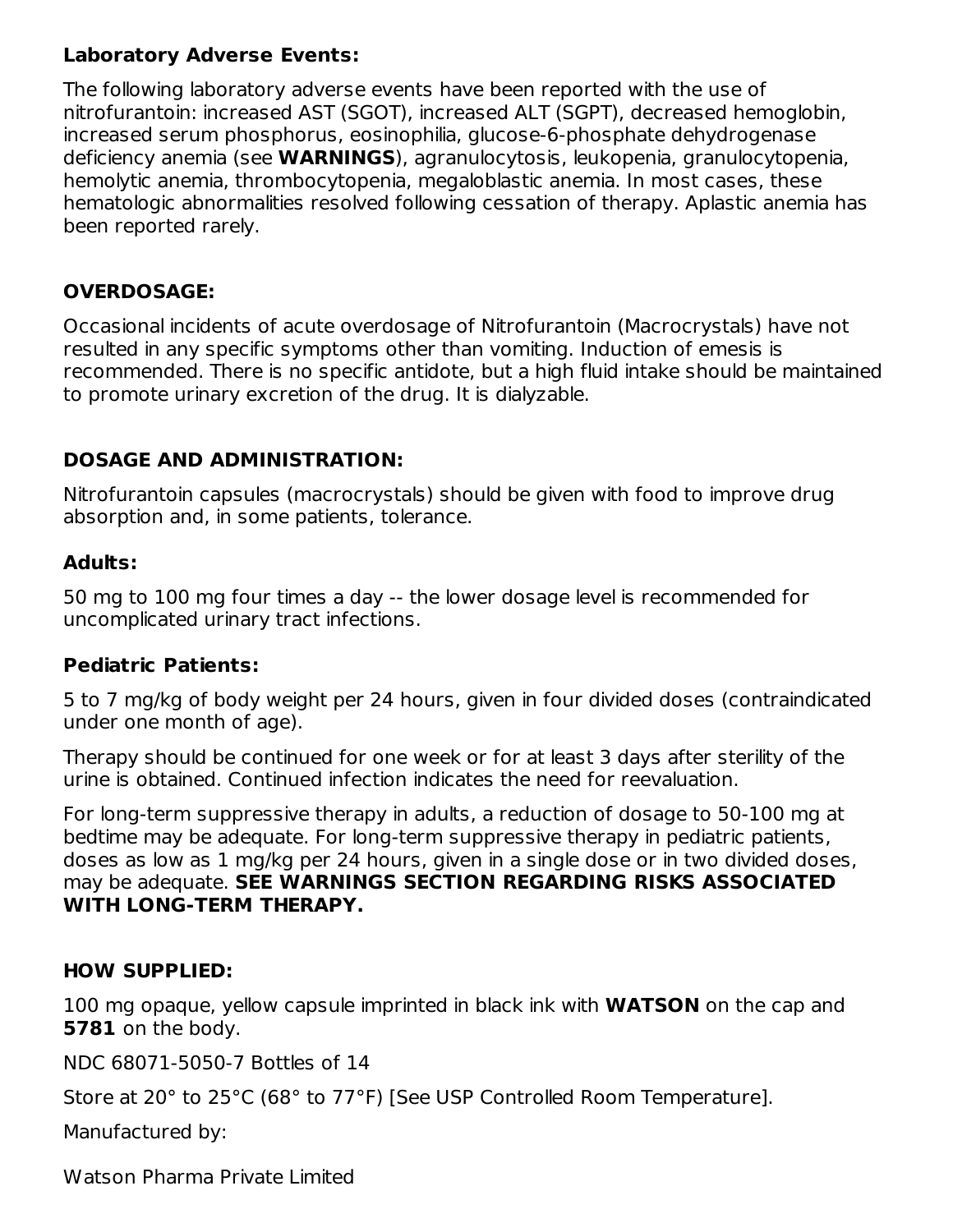### Laboratory Adverse Events:

The following laboratory adverse events have been reported with the use of nitrofurantoin: increased AST (SGOT), increased ALT (SGPT), decreased hemoglobin, increased serum phosphorus, eosinophilia, glucose-6-phosphate dehydrogenase deficiency anemia (see **WARNINGS**), agranulocytosis, leukopenia, granulocytopenia, hemolytic anemia, thrombocytopenia, megaloblastic anemia. In most cases, these hematologic abnormalities resolved following cessation of therapy. Aplastic anemia has been reported rarely.

## OVERDOSAGE:

Occasional incidents of acute overdosage of Nitrofurantoin (Macrocrystals) have not resulted in any specific symptoms other than vomiting. Induction of emesis is recommended. There is no specific antidote, but a high fluid intake should be maintained to promote urinary excretion of the drug. It is dialyzable.

## DOSAGE AND ADMINISTRATION:

Nitrofurantoin capsules (macrocrystals) should be given with food to improve drug absorption and, in some patients, tolerance.

### Adults:

50 mg to 100 mg four times a day -- the lower dosage level is recommended for uncomplicated urinary tract infections.

### Pediatric Patients:

5 to 7 mg/kg of body weight per 24 hours, given in four divided doses (contraindicated under one month of age).

Therapy should be continued for one week or for at least 3 days after sterility of the urine is obtained. Continued infection indicates the need for reevaluation.

For long-term suppressive therapy in adults, a reduction of dosage to 50-100 mg at bedtime may be adequate. For long-term suppressive therapy in pediatric patients, doses as low as 1 mg/kg per 24 hours, given in a single dose or in two divided doses, may be adequate. **SEE WARNINGS SECTION REGARDING RISKS ASSOCIATED WITH LONG-TERM THERAPY.**

## HOW SUPPLIED:

100 mg opaque, yellow capsule imprinted in black ink with **WATSON** on the cap and **5781** on the body.

NDC 68071-5050-7 Bottles of 14

Store at 20° to 25°C (68° to 77°F) [See USP Controlled Room Temperature].

Manufactured by:

Watson Pharma Private Limited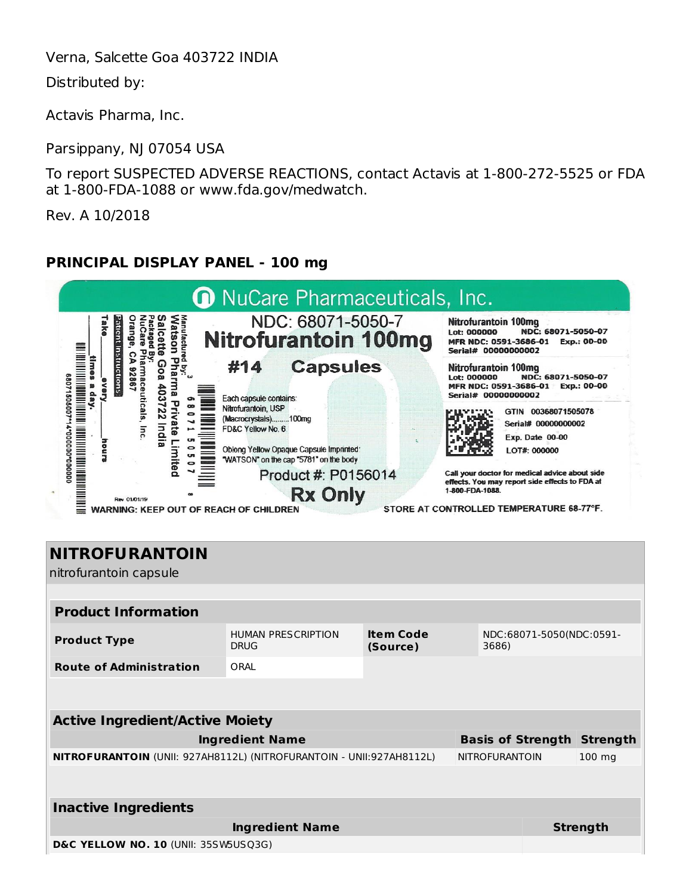Verna, Salcette Goa 403722 INDIA

Distributed by:

Actavis Pharma, Inc.

Parsippany, NJ 07054 USA

To report SUSPECTED ADVERSE REACTIONS, contact Actavis at 1-800-272-5525 or FDA at 1-800-FDA-1088 or www.fda.gov/medwatch.

Rev. A 10/2018

## PRINCIPAL DISPLAY PANEL - 100 mg

NuCare Pharmaceuticals, Inc.

NDC: 68071-5050-7

**Nitrofurantoin 100mg**

**#14 Capsules**

Each capsule contains:
Nitrofurantoin, USP
(Macrocrystals).........100mg
FD&C Yellow No. 6

Oblong Yellow Opaque Capsule Imprinted:
"WATSON" on the cap "5781" on the body

Product #: P0156014

**Rx Only**

Manufactured by:
Watson Pharma Private Limited
Salcette Goa 403722 India
Packaged By:
NuCare Pharmaceuticals, Inc.
Orange, CA 92867

Patient Instructions:
Take ___ every ___ hours ___ times a day.

Rev 01/01/19

WARNING: KEEP OUT OF REACH OF CHILDREN

Nitrofurantoin 100mg
Lot: 000000 NDC: 68071-5050-07
MFR NDC: 0591-3686-01 Exp.: 00-00
Serial# 00000000002

Nitrofurantoin 100mg
Lot: 000000 NDC: 68071-5050-07
MFR NDC: 0591-3686-01 Exp.: 00-00
Serial# 00000000002

GTIN 00368071505078
Serial# 00000000002
Exp. Date 00-00
LOT#: 000000

Call your doctor for medical advice about side effects. You may report side effects to FDA at 1-800-FDA-1088.

STORE AT CONTROLLED TEMPERATURE 68-77°F.

## NITROFURANTOIN

nitrofurantoin capsule

| Product Information | | | |
|---|---|---|---|
| **Product Type** | HUMAN PRESCRIPTION DRUG | **Item Code (Source)** | NDC:68071-5050(NDC:0591-3686) |
| **Route of Administration** | ORAL | | |

| Active Ingredient/Active Moiety | | |
|---|---|---|
| **Ingredient Name** | **Basis of Strength** | **Strength** |
| **NITROFURANTOIN** (UNII: 927AH8112L) (NITROFURANTOIN - UNII:927AH8112L) | NITROFURANTOIN | 100 mg |

| Inactive Ingredients | |
|---|---|
| **Ingredient Name** | **Strength** |
| **D&C YELLOW NO. 10** (UNII: 35SW5USQ3G) | |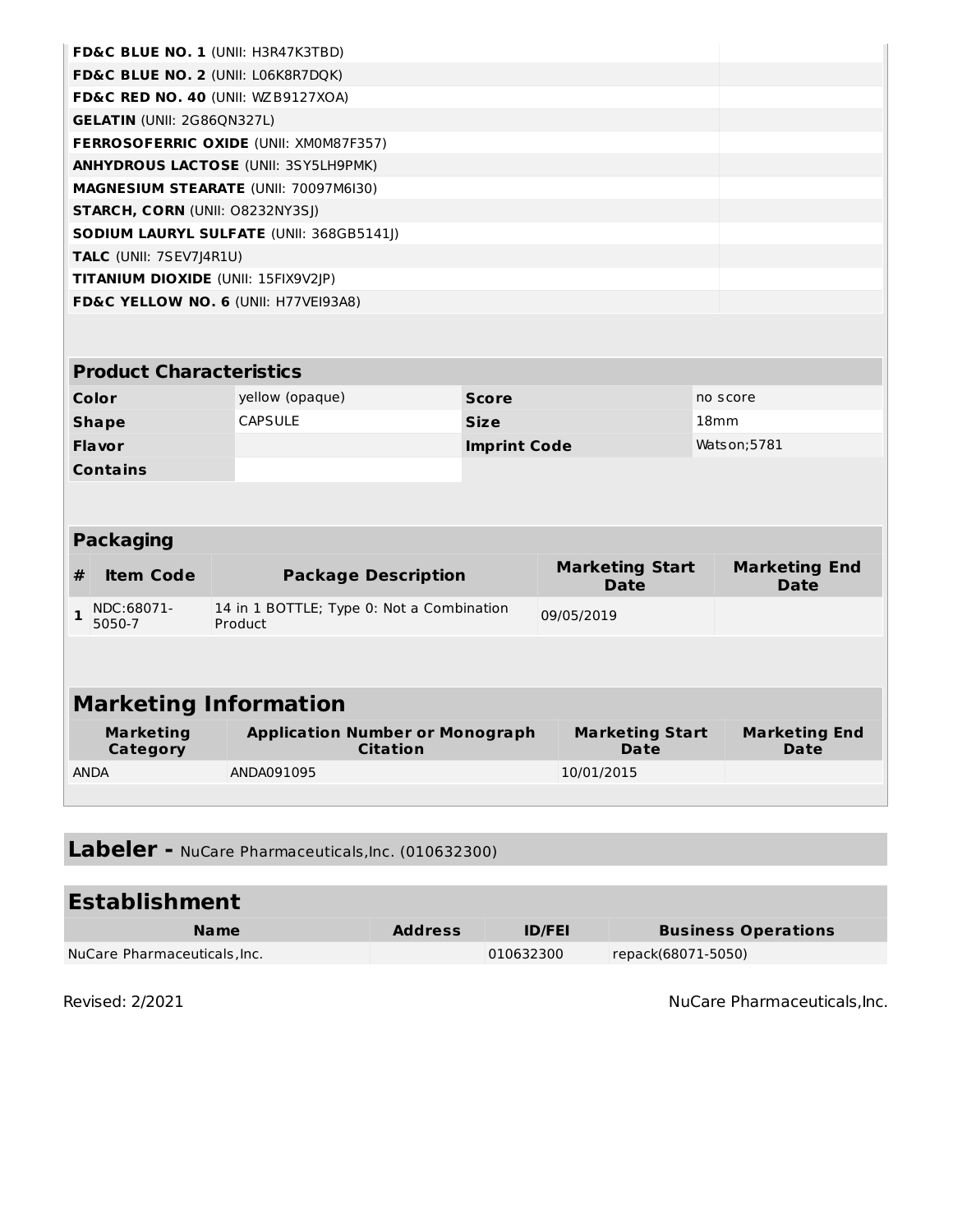| | |
|---|---|
| **FD&C BLUE NO. 1** (UNII: H3R47K3TBD) | |
| **FD&C BLUE NO. 2** (UNII: L06K8R7DQK) | |
| **FD&C RED NO. 40** (UNII: WZB9127XOA) | |
| **GELATIN** (UNII: 2G86QN327L) | |
| **FERROSOFERRIC OXIDE** (UNII: XM0M87F357) | |
| **ANHYDROUS LACTOSE** (UNII: 3SY5LH9PMK) | |
| **MAGNESIUM STEARATE** (UNII: 70097M6I30) | |
| **STARCH, CORN** (UNII: O8232NY3SJ) | |
| **SODIUM LAURYL SULFATE** (UNII: 368GB5141J) | |
| **TALC** (UNII: 7SEV7J4R1U) | |
| **TITANIUM DIOXIDE** (UNII: 15FIX9V2JP) | |
| **FD&C YELLOW NO. 6** (UNII: H77VEI93A8) | |

| Product Characteristics | | | |
|---|---|---|---|
| **Color** | yellow (opaque) | **Score** | no score |
| **Shape** | CAPSULE | **Size** | 18mm |
| **Flavor** | | **Imprint Code** | Watson;5781 |
| **Contains** | | | |

**Packaging**

| # | Item Code | Package Description | Marketing Start Date | Marketing End Date |
|---|---|---|---|---|
| 1 | NDC:68071-5050-7 | 14 in 1 BOTTLE; Type 0: Not a Combination Product | 09/05/2019 | |

**Marketing Information**

| Marketing Category | Application Number or Monograph Citation | Marketing Start Date | Marketing End Date |
|---|---|---|---|
| ANDA | ANDA091095 | 10/01/2015 | |

## Labeler - NuCare Pharmaceuticals,Inc. (010632300)

## Establishment

| Name | Address | ID/FEI | Business Operations |
|---|---|---|---|
| NuCare Pharmaceuticals,Inc. | | 010632300 | repack(68071-5050) |

Revised: 2/2021

NuCare Pharmaceuticals,Inc.